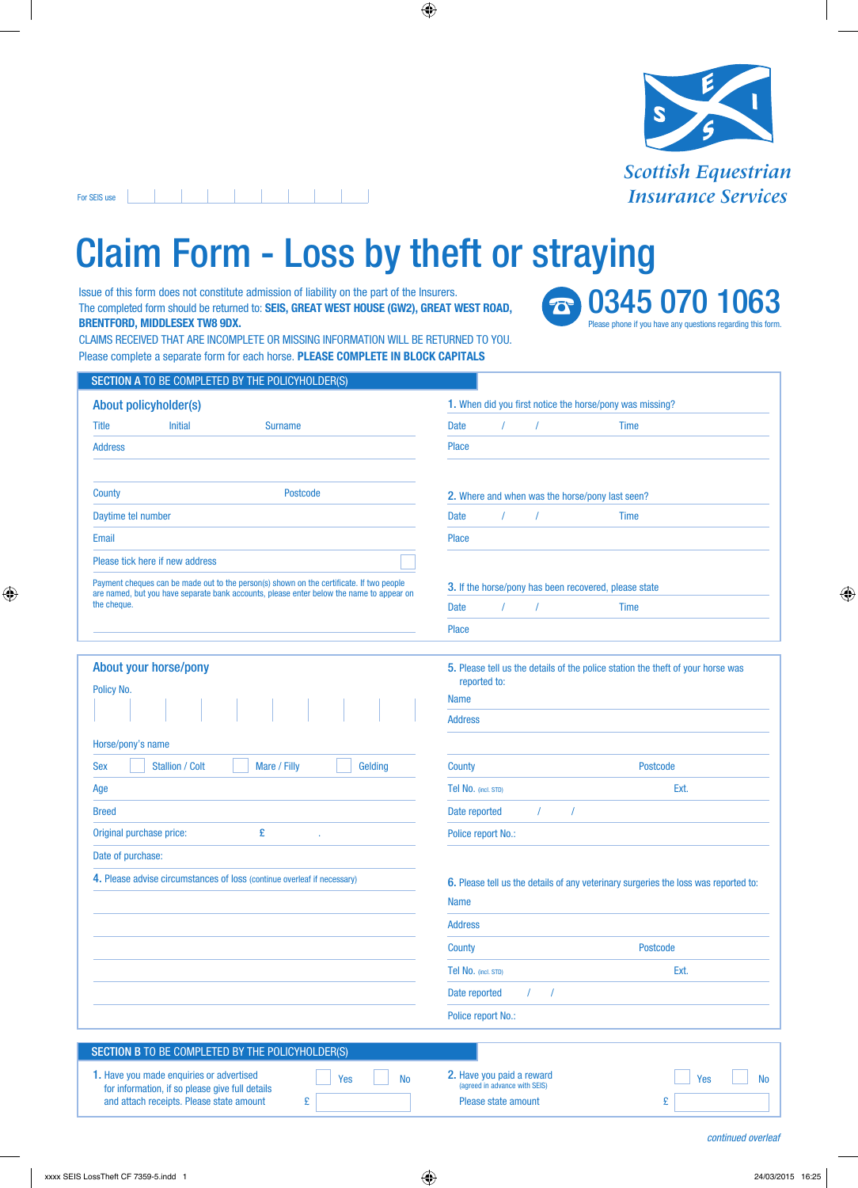Scottish Equestrian Insurance Services

For SEIS use

# Claim Form - Loss by theft or straying

Issue of this form does not constitute admission of liability on the part of the Insurers.
The completed form should be returned to: **SEIS, GREAT WEST HOUSE (GW2), GREAT WEST ROAD, BRENTFORD, MIDDLESEX TW8 9DX.**
CLAIMS RECEIVED THAT ARE INCOMPLETE OR MISSING INFORMATION WILL BE RETURNED TO YOU.
Please complete a separate form for each horse. **PLEASE COMPLETE IN BLOCK CAPITALS**

**0345 070 1063**
Please phone if you have any questions regarding this form.

## SECTION A TO BE COMPLETED BY THE POLICYHOLDER(S)

### About policyholder(s)

Title        Initial        Surname

Address

County        Postcode

Daytime tel number

Email

Please tick here if new address ☐

Payment cheques can be made out to the person(s) shown on the certificate. If two people are named, but you have separate bank accounts, please enter below the name to appear on the cheque.

**1.** When did you first notice the horse/pony was missing?

Date    /    /        Time

Place

**2.** Where and when was the horse/pony last seen?

Date    /    /        Time

Place

**3.** If the horse/pony has been recovered, please state

Date    /    /        Time

Place

### About your horse/pony

Policy No.

Horse/pony's name

Sex ☐ Stallion / Colt ☐ Mare / Filly ☐ Gelding

Age

Breed

Original purchase price: £    .

Date of purchase:

**4.** Please advise circumstances of loss (continue overleaf if necessary)

**5.** Please tell us the details of the police station the theft of your horse was reported to:

Name

Address

County        Postcode

Tel No. (incl. STD)        Ext.

Date reported    /    /

Police report No.:

**6.** Please tell us the details of any veterinary surgeries the loss was reported to:

Name

Address

County        Postcode

Tel No. (incl. STD)        Ext.

Date reported    /    /

Police report No.:

## SECTION B TO BE COMPLETED BY THE POLICYHOLDER(S)

**1.** Have you made enquiries or advertised for information, if so please give full details and attach receipts. Please state amount    ☐ Yes ☐ No    £

**2.** Have you paid a reward (agreed in advance with SEIS) Please state amount    ☐ Yes ☐ No    £

*continued overleaf*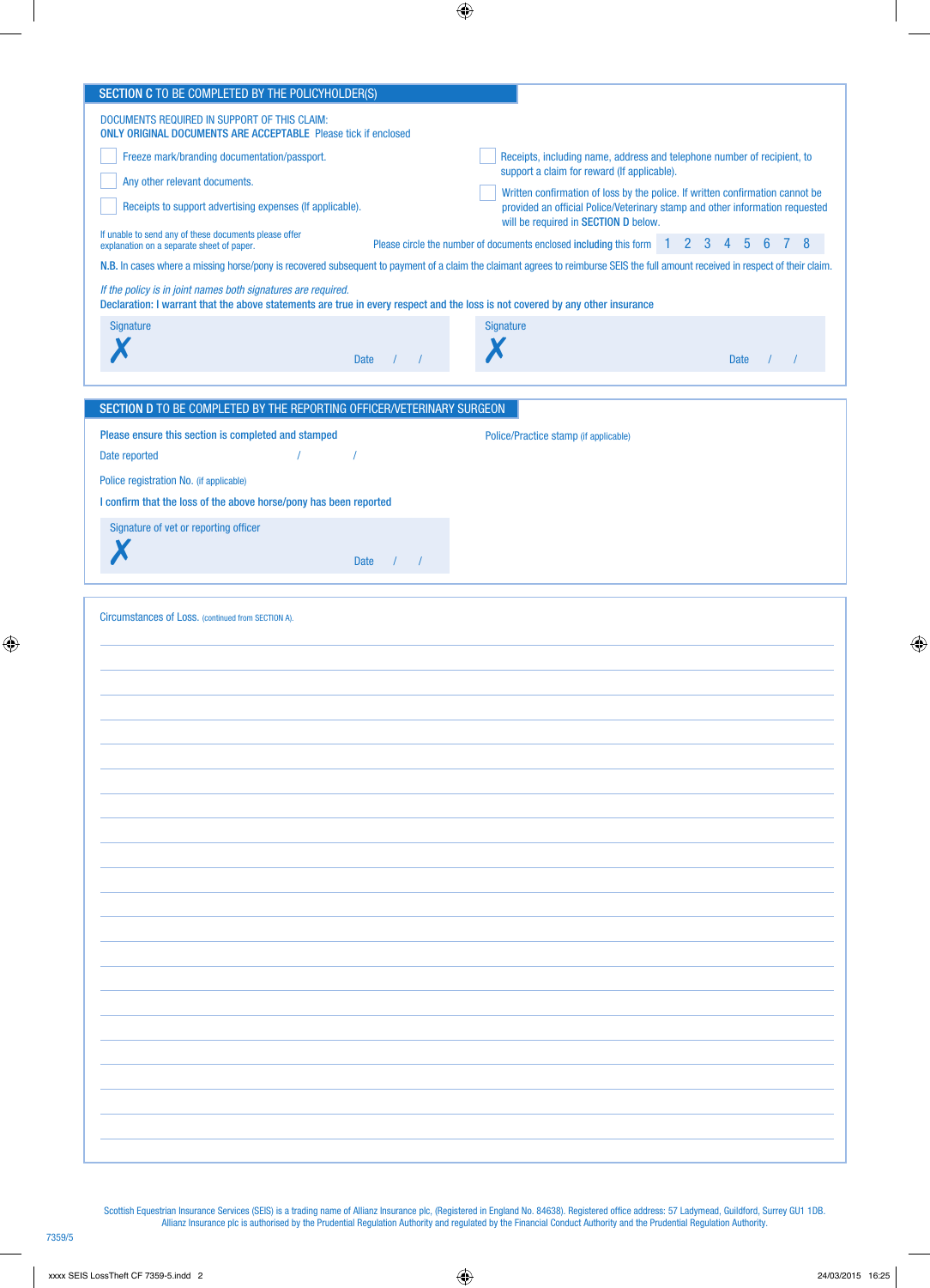## SECTION C TO BE COMPLETED BY THE POLICYHOLDER(S)

DOCUMENTS REQUIRED IN SUPPORT OF THIS CLAIM:
**ONLY ORIGINAL DOCUMENTS ARE ACCEPTABLE** Please tick if enclosed

- ☐ Freeze mark/branding documentation/passport.
- ☐ Any other relevant documents.
- ☐ Receipts to support advertising expenses (If applicable).
- ☐ Receipts, including name, address and telephone number of recipient, to support a claim for reward (If applicable).
- ☐ Written confirmation of loss by the police. If written confirmation cannot be provided an official Police/Veterinary stamp and other information requested will be required in **SECTION D** below.

If unable to send any of these documents please offer explanation on a separate sheet of paper.

Please circle the number of documents enclosed **including** this form 1 2 3 4 5 6 7 8

**N.B.** In cases where a missing horse/pony is recovered subsequent to payment of a claim the claimant agrees to reimburse SEIS the full amount received in respect of their claim.

*If the policy is in joint names both signatures are required.*

**Declaration: I warrant that the above statements are true in every respect and the loss is not covered by any other insurance**

Signature ✗ Date / /

Signature ✗ Date / /

## SECTION D TO BE COMPLETED BY THE REPORTING OFFICER/VETERINARY SURGEON

**Please ensure this section is completed and stamped**

Date reported / /

Police registration No. (if applicable)

**I confirm that the loss of the above horse/pony has been reported**

Signature of vet or reporting officer ✗ Date / /

Police/Practice stamp (if applicable)

Circumstances of Loss. (continued from SECTION A).

Scottish Equestrian Insurance Services (SEIS) is a trading name of Allianz Insurance plc, (Registered in England No. 84638). Registered office address: 57 Ladymead, Guildford, Surrey GU1 1DB. Allianz Insurance plc is authorised by the Prudential Regulation Authority and regulated by the Financial Conduct Authority and the Prudential Regulation Authority.

7359/5